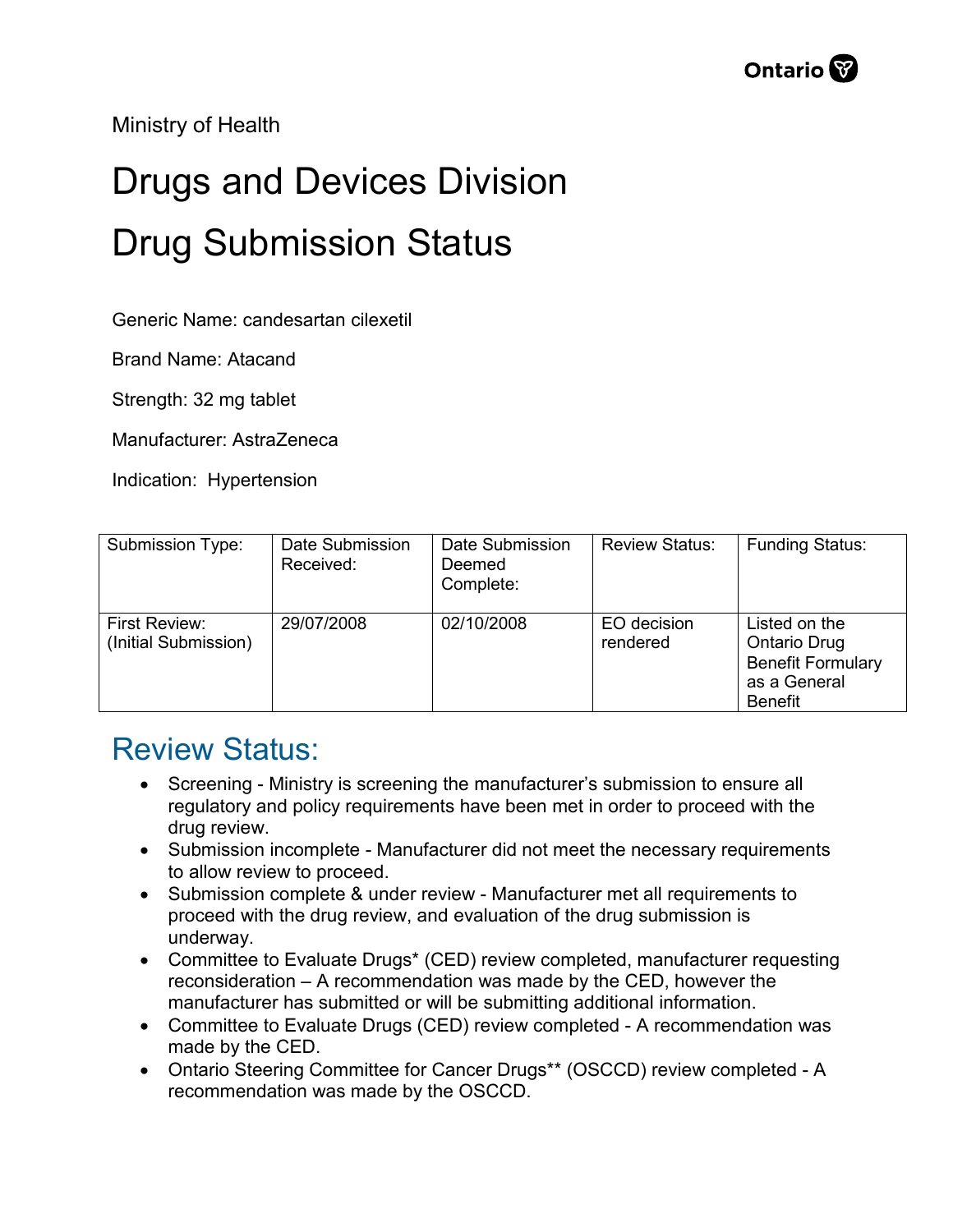Ministry of Health

# Drugs and Devices Division

# Drug Submission Status

Generic Name: candesartan cilexetil

Brand Name: Atacand

Strength: 32 mg tablet

Manufacturer: AstraZeneca

Indication: Hypertension

| Submission Type: | Date Submission Received: | Date Submission Deemed Complete: | Review Status: | Funding Status: |
|---|---|---|---|---|
| First Review: (Initial Submission) | 29/07/2008 | 02/10/2008 | EO decision rendered | Listed on the Ontario Drug Benefit Formulary as a General Benefit |

## Review Status:

- Screening - Ministry is screening the manufacturer's submission to ensure all regulatory and policy requirements have been met in order to proceed with the drug review.
- Submission incomplete - Manufacturer did not meet the necessary requirements to allow review to proceed.
- Submission complete & under review - Manufacturer met all requirements to proceed with the drug review, and evaluation of the drug submission is underway.
- Committee to Evaluate Drugs* (CED) review completed, manufacturer requesting reconsideration – A recommendation was made by the CED, however the manufacturer has submitted or will be submitting additional information.
- Committee to Evaluate Drugs (CED) review completed - A recommendation was made by the CED.
- Ontario Steering Committee for Cancer Drugs** (OSCCD) review completed - A recommendation was made by the OSCCD.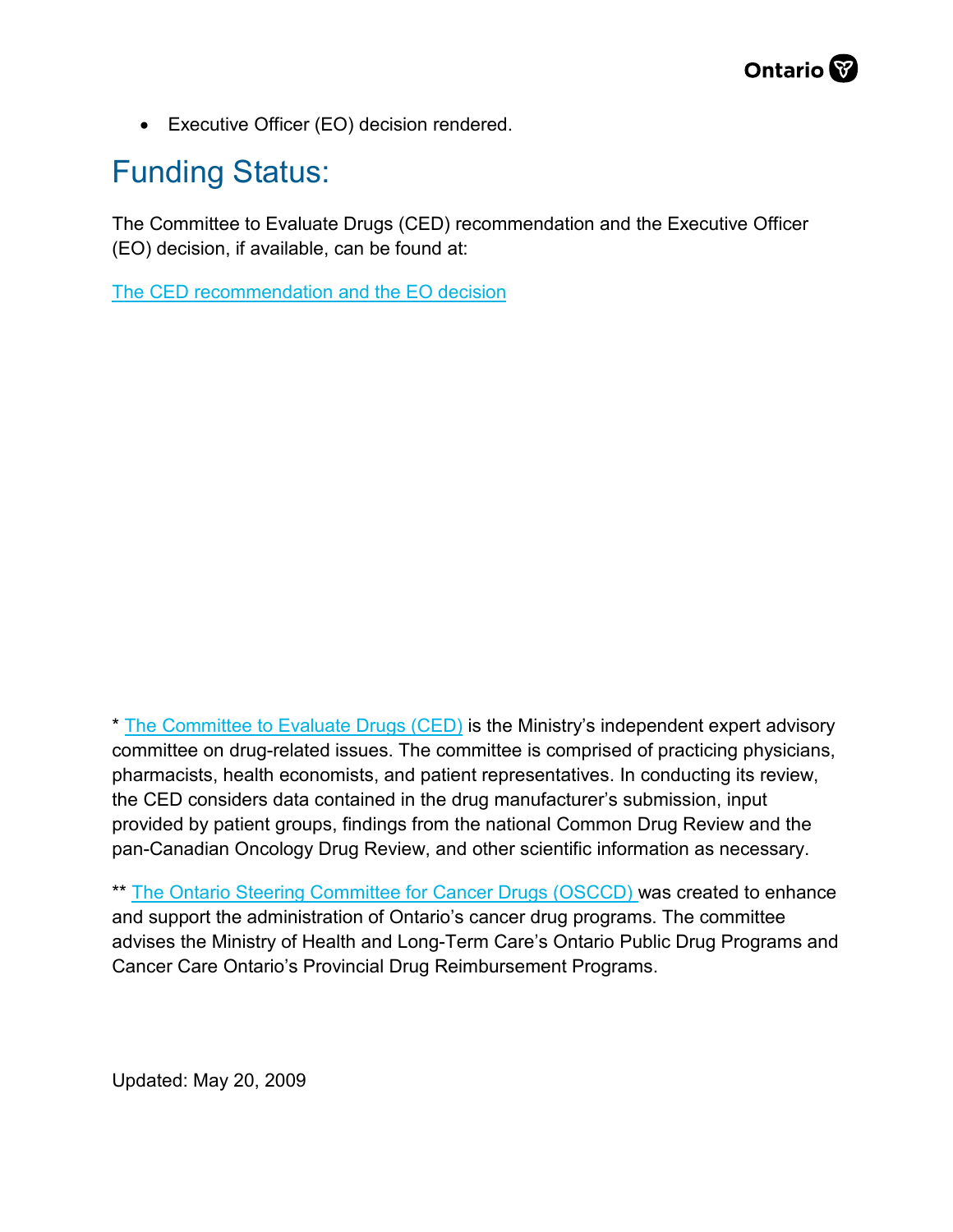- Executive Officer (EO) decision rendered.

## Funding Status:

The Committee to Evaluate Drugs (CED) recommendation and the Executive Officer (EO) decision, if available, can be found at:

The CED recommendation and the EO decision

* The Committee to Evaluate Drugs (CED) is the Ministry's independent expert advisory committee on drug-related issues. The committee is comprised of practicing physicians, pharmacists, health economists, and patient representatives. In conducting its review, the CED considers data contained in the drug manufacturer's submission, input provided by patient groups, findings from the national Common Drug Review and the pan-Canadian Oncology Drug Review, and other scientific information as necessary.

** The Ontario Steering Committee for Cancer Drugs (OSCCD) was created to enhance and support the administration of Ontario's cancer drug programs. The committee advises the Ministry of Health and Long-Term Care's Ontario Public Drug Programs and Cancer Care Ontario's Provincial Drug Reimbursement Programs.

Updated: May 20, 2009